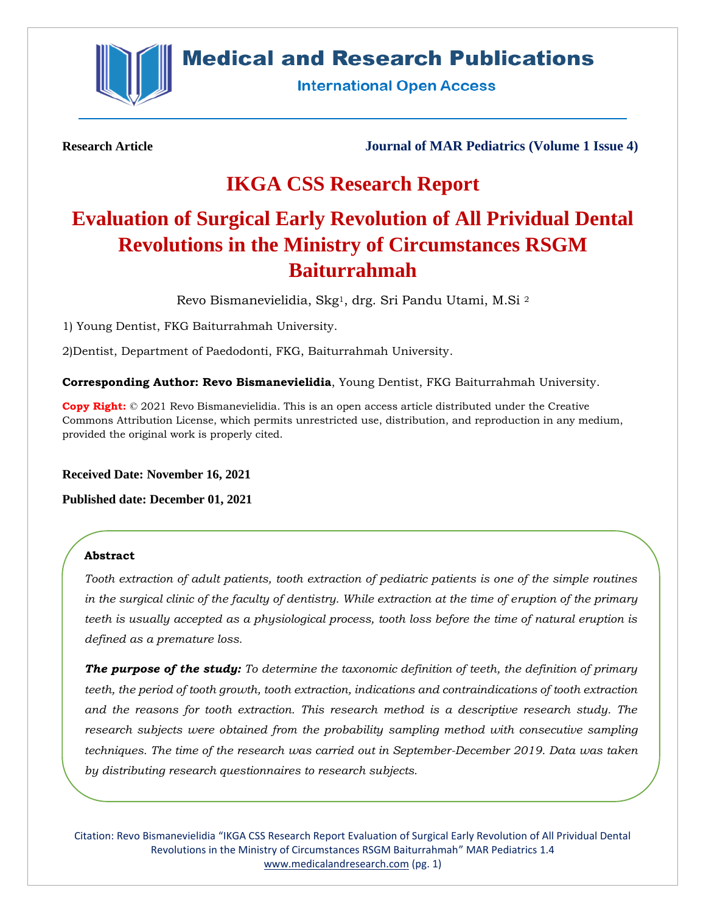**Research Article**

**Journal of MAR Pediatrics (Volume 1 Issue 4)**

# IKGA CSS Research Report

# Evaluation of Surgical Early Revolution of All Prividual Dental Revolutions in the Ministry of Circumstances RSGM Baiturrahmah

Revo Bismanevielidia, Skg[1], drg. Sri Pandu Utami, M.Si [2]

1) Young Dentist, FKG Baiturrahmah University.

2)Dentist, Department of Paedodonti, FKG, Baiturrahmah University.

**Corresponding Author: Revo Bismanevielidia**, Young Dentist, FKG Baiturrahmah University.

**Copy Right:** © 2021 Revo Bismanevielidia. This is an open access article distributed under the Creative Commons Attribution License, which permits unrestricted use, distribution, and reproduction in any medium, provided the original work is properly cited.

**Received Date: November 16, 2021**

**Published date: December 01, 2021**

### Abstract

*Tooth extraction of adult patients, tooth extraction of pediatric patients is one of the simple routines in the surgical clinic of the faculty of dentistry. While extraction at the time of eruption of the primary teeth is usually accepted as a physiological process, tooth loss before the time of natural eruption is defined as a premature loss.*

***The purpose of the study:*** *To determine the taxonomic definition of teeth, the definition of primary teeth, the period of tooth growth, tooth extraction, indications and contraindications of tooth extraction and the reasons for tooth extraction. This research method is a descriptive research study. The research subjects were obtained from the probability sampling method with consecutive sampling techniques. The time of the research was carried out in September-December 2019. Data was taken by distributing research questionnaires to research subjects.*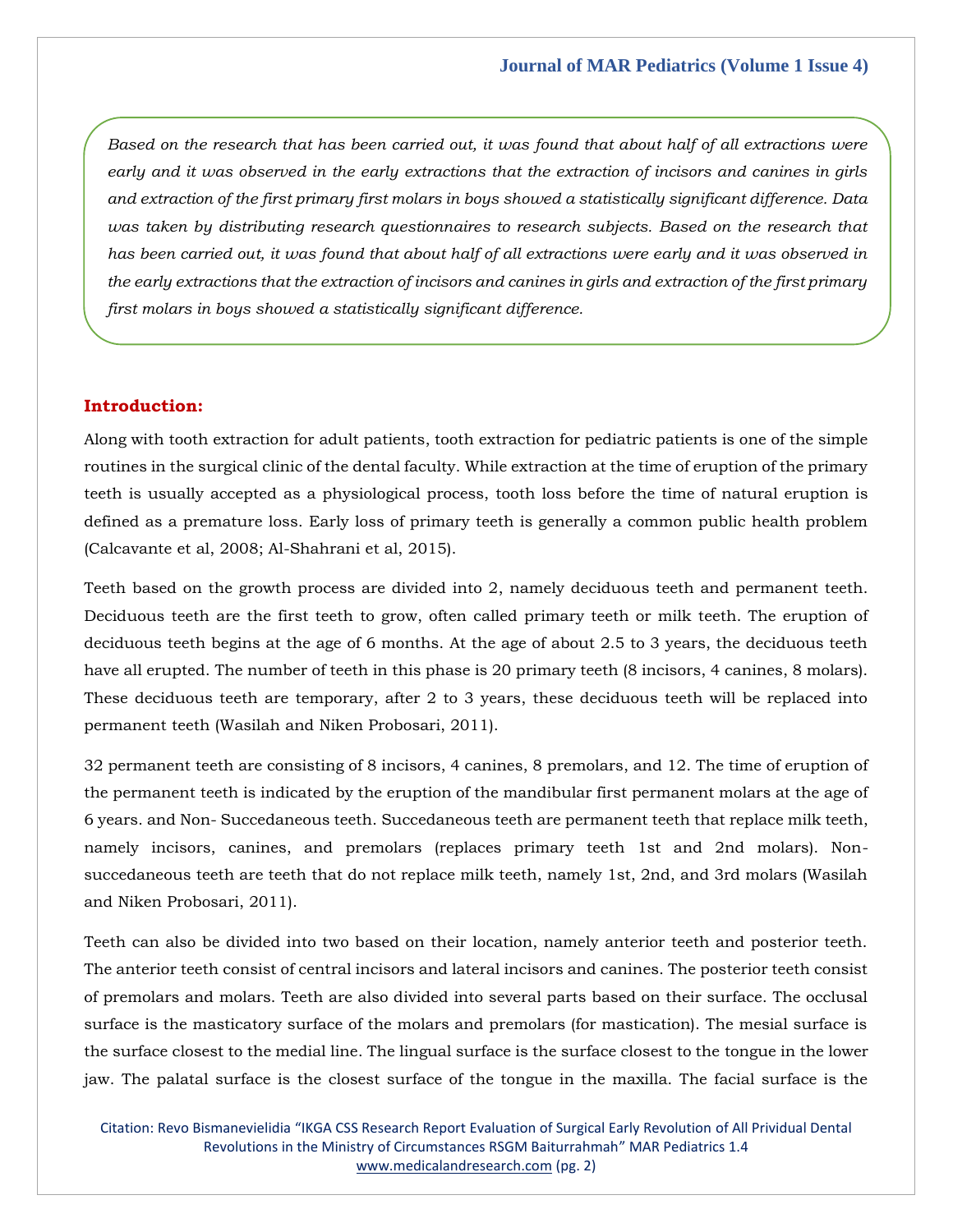*Based on the research that has been carried out, it was found that about half of all extractions were early and it was observed in the early extractions that the extraction of incisors and canines in girls and extraction of the first primary first molars in boys showed a statistically significant difference. Data was taken by distributing research questionnaires to research subjects. Based on the research that has been carried out, it was found that about half of all extractions were early and it was observed in the early extractions that the extraction of incisors and canines in girls and extraction of the first primary first molars in boys showed a statistically significant difference.*

## Introduction:

Along with tooth extraction for adult patients, tooth extraction for pediatric patients is one of the simple routines in the surgical clinic of the dental faculty. While extraction at the time of eruption of the primary teeth is usually accepted as a physiological process, tooth loss before the time of natural eruption is defined as a premature loss. Early loss of primary teeth is generally a common public health problem (Calcavante et al, 2008; Al-Shahrani et al, 2015).

Teeth based on the growth process are divided into 2, namely deciduous teeth and permanent teeth. Deciduous teeth are the first teeth to grow, often called primary teeth or milk teeth. The eruption of deciduous teeth begins at the age of 6 months. At the age of about 2.5 to 3 years, the deciduous teeth have all erupted. The number of teeth in this phase is 20 primary teeth (8 incisors, 4 canines, 8 molars). These deciduous teeth are temporary, after 2 to 3 years, these deciduous teeth will be replaced into permanent teeth (Wasilah and Niken Probosari, 2011).

32 permanent teeth are consisting of 8 incisors, 4 canines, 8 premolars, and 12. The time of eruption of the permanent teeth is indicated by the eruption of the mandibular first permanent molars at the age of 6 years. and Non- Succedaneous teeth. Succedaneous teeth are permanent teeth that replace milk teeth, namely incisors, canines, and premolars (replaces primary teeth 1st and 2nd molars). Non-succedaneous teeth are teeth that do not replace milk teeth, namely 1st, 2nd, and 3rd molars (Wasilah and Niken Probosari, 2011).

Teeth can also be divided into two based on their location, namely anterior teeth and posterior teeth. The anterior teeth consist of central incisors and lateral incisors and canines. The posterior teeth consist of premolars and molars. Teeth are also divided into several parts based on their surface. The occlusal surface is the masticatory surface of the molars and premolars (for mastication). The mesial surface is the surface closest to the medial line. The lingual surface is the surface closest to the tongue in the lower jaw. The palatal surface is the closest surface of the tongue in the maxilla. The facial surface is the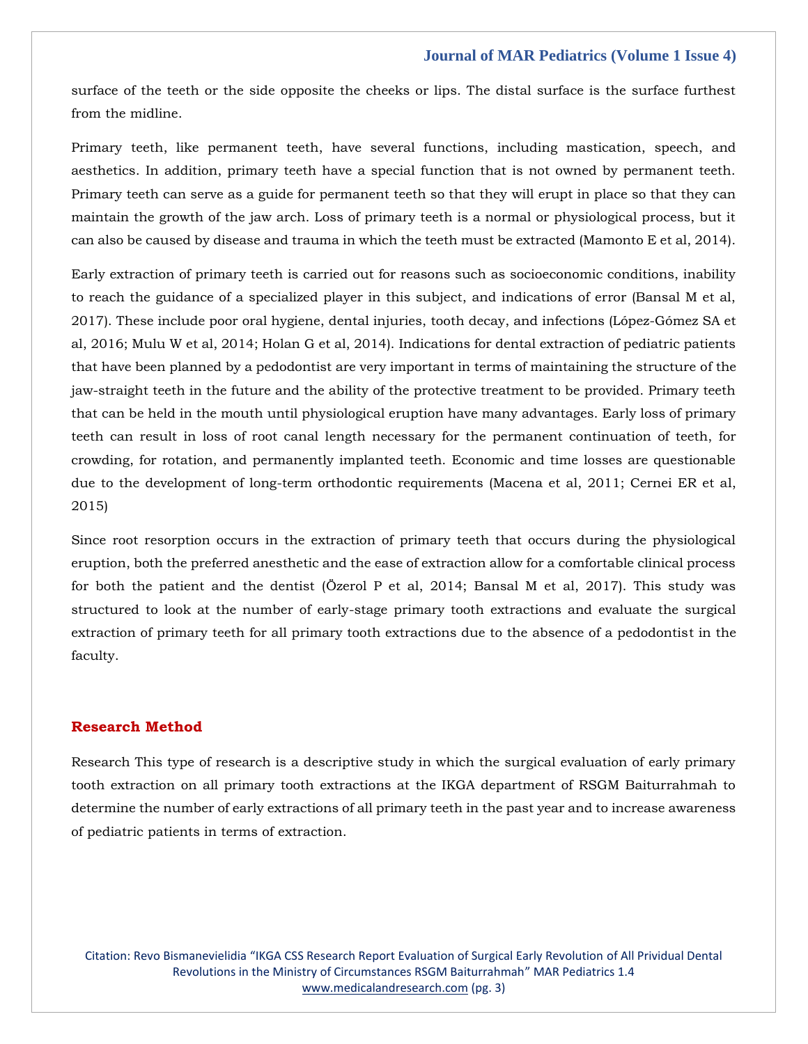surface of the teeth or the side opposite the cheeks or lips. The distal surface is the surface furthest from the midline.

Primary teeth, like permanent teeth, have several functions, including mastication, speech, and aesthetics. In addition, primary teeth have a special function that is not owned by permanent teeth. Primary teeth can serve as a guide for permanent teeth so that they will erupt in place so that they can maintain the growth of the jaw arch. Loss of primary teeth is a normal or physiological process, but it can also be caused by disease and trauma in which the teeth must be extracted (Mamonto E et al, 2014).

Early extraction of primary teeth is carried out for reasons such as socioeconomic conditions, inability to reach the guidance of a specialized player in this subject, and indications of error (Bansal M et al, 2017). These include poor oral hygiene, dental injuries, tooth decay, and infections (López-Gómez SA et al, 2016; Mulu W et al, 2014; Holan G et al, 2014). Indications for dental extraction of pediatric patients that have been planned by a pedodontist are very important in terms of maintaining the structure of the jaw-straight teeth in the future and the ability of the protective treatment to be provided. Primary teeth that can be held in the mouth until physiological eruption have many advantages. Early loss of primary teeth can result in loss of root canal length necessary for the permanent continuation of teeth, for crowding, for rotation, and permanently implanted teeth. Economic and time losses are questionable due to the development of long-term orthodontic requirements (Macena et al, 2011; Cernei ER et al, 2015)

Since root resorption occurs in the extraction of primary teeth that occurs during the physiological eruption, both the preferred anesthetic and the ease of extraction allow for a comfortable clinical process for both the patient and the dentist (Özerol P et al, 2014; Bansal M et al, 2017). This study was structured to look at the number of early-stage primary tooth extractions and evaluate the surgical extraction of primary teeth for all primary tooth extractions due to the absence of a pedodontist in the faculty.

## Research Method

Research This type of research is a descriptive study in which the surgical evaluation of early primary tooth extraction on all primary tooth extractions at the IKGA department of RSGM Baiturrahmah to determine the number of early extractions of all primary teeth in the past year and to increase awareness of pediatric patients in terms of extraction.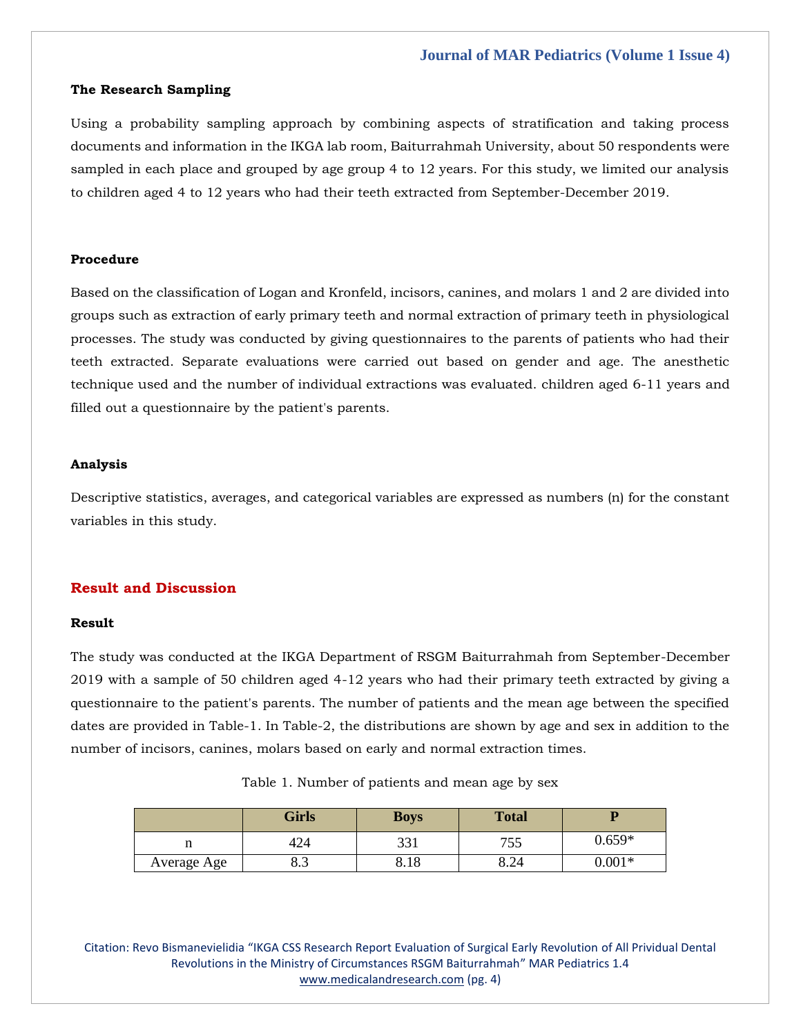### The Research Sampling

Using a probability sampling approach by combining aspects of stratification and taking process documents and information in the IKGA lab room, Baiturrahmah University, about 50 respondents were sampled in each place and grouped by age group 4 to 12 years. For this study, we limited our analysis to children aged 4 to 12 years who had their teeth extracted from September-December 2019.

### Procedure

Based on the classification of Logan and Kronfeld, incisors, canines, and molars 1 and 2 are divided into groups such as extraction of early primary teeth and normal extraction of primary teeth in physiological processes. The study was conducted by giving questionnaires to the parents of patients who had their teeth extracted. Separate evaluations were carried out based on gender and age. The anesthetic technique used and the number of individual extractions was evaluated. children aged 6-11 years and filled out a questionnaire by the patient's parents.

### Analysis

Descriptive statistics, averages, and categorical variables are expressed as numbers (n) for the constant variables in this study.

## Result and Discussion

### Result

The study was conducted at the IKGA Department of RSGM Baiturrahmah from September-December 2019 with a sample of 50 children aged 4-12 years who had their primary teeth extracted by giving a questionnaire to the patient's parents. The number of patients and the mean age between the specified dates are provided in Table-1. In Table-2, the distributions are shown by age and sex in addition to the number of incisors, canines, molars based on early and normal extraction times.

Table 1. Number of patients and mean age by sex

| | Girls | Boys | Total | P |
|---|---|---|---|---|
| n | 424 | 331 | 755 | 0.659* |
| Average Age | 8.3 | 8.18 | 8.24 | 0.001* |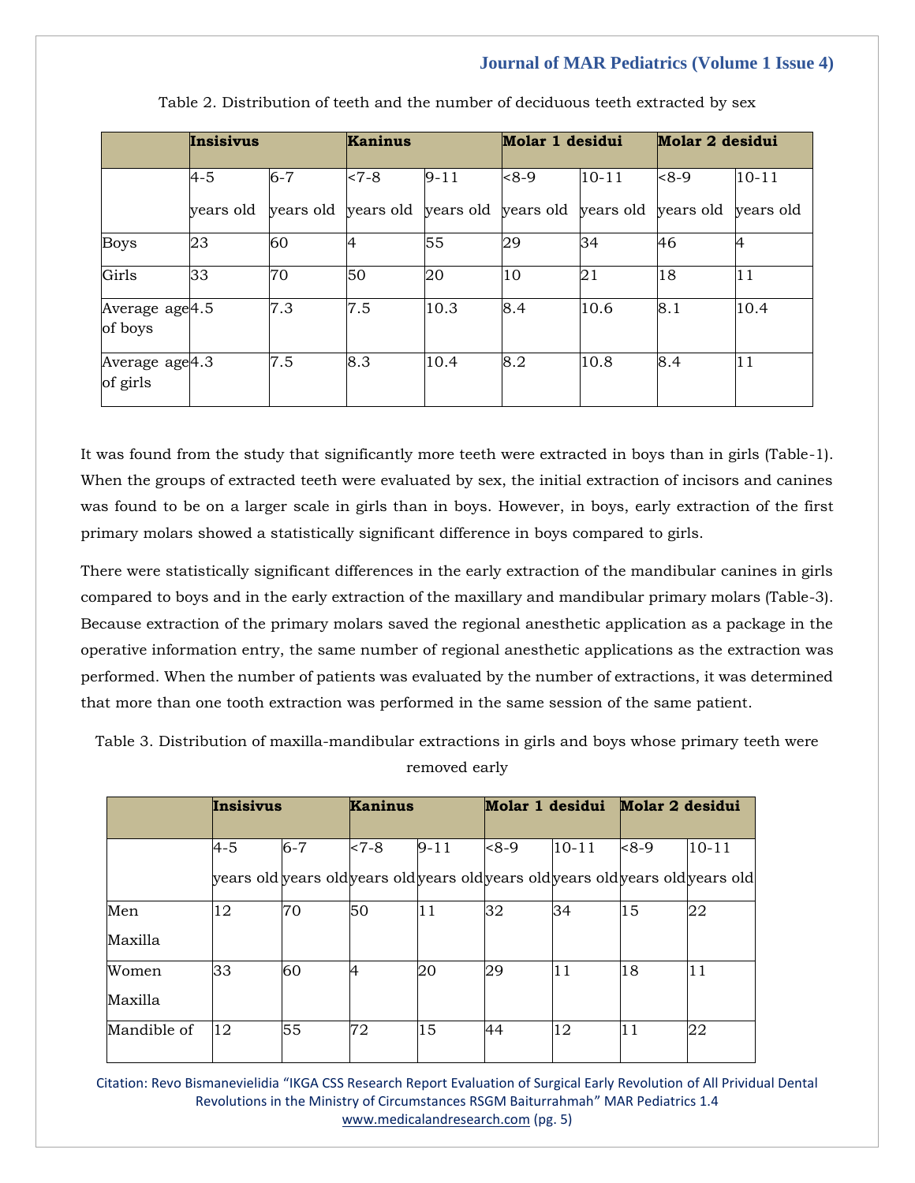Table 2. Distribution of teeth and the number of deciduous teeth extracted by sex

| | **Insisivus** | | **Kaninus** | | **Molar 1 desidui** | | **Molar 2 desidui** | |
|---|---|---|---|---|---|---|---|---|
| | 4-5 years old | 6-7 years old | <7-8 years old | 9-11 years old | <8-9 years old | 10-11 years old | <8-9 years old | 10-11 years old |
| Boys | 23 | 60 | 4 | 55 | 29 | 34 | 46 | 4 |
| Girls | 33 | 70 | 50 | 20 | 10 | 21 | 18 | 11 |
| Average age of boys | 4.5 | 7.3 | 7.5 | 10.3 | 8.4 | 10.6 | 8.1 | 10.4 |
| Average age of girls | 4.3 | 7.5 | 8.3 | 10.4 | 8.2 | 10.8 | 8.4 | 11 |

It was found from the study that significantly more teeth were extracted in boys than in girls (Table-1). When the groups of extracted teeth were evaluated by sex, the initial extraction of incisors and canines was found to be on a larger scale in girls than in boys. However, in boys, early extraction of the first primary molars showed a statistically significant difference in boys compared to girls.

There were statistically significant differences in the early extraction of the mandibular canines in girls compared to boys and in the early extraction of the maxillary and mandibular primary molars (Table-3). Because extraction of the primary molars saved the regional anesthetic application as a package in the operative information entry, the same number of regional anesthetic applications as the extraction was performed. When the number of patients was evaluated by the number of extractions, it was determined that more than one tooth extraction was performed in the same session of the same patient.

Table 3. Distribution of maxilla-mandibular extractions in girls and boys whose primary teeth were removed early

| | **Insisivus** | | **Kaninus** | | **Molar 1 desidui** | | **Molar 2 desidui** | |
|---|---|---|---|---|---|---|---|---|
| | 4-5 years old | 6-7 years old | <7-8 years old | 9-11 years old | <8-9 years old | 10-11 years old | <8-9 years old | 10-11 years old |
| Men Maxilla | 12 | 70 | 50 | 11 | 32 | 34 | 15 | 22 |
| Women Maxilla | 33 | 60 | 4 | 20 | 29 | 11 | 18 | 11 |
| Mandible of | 12 | 55 | 72 | 15 | 44 | 12 | 11 | 22 |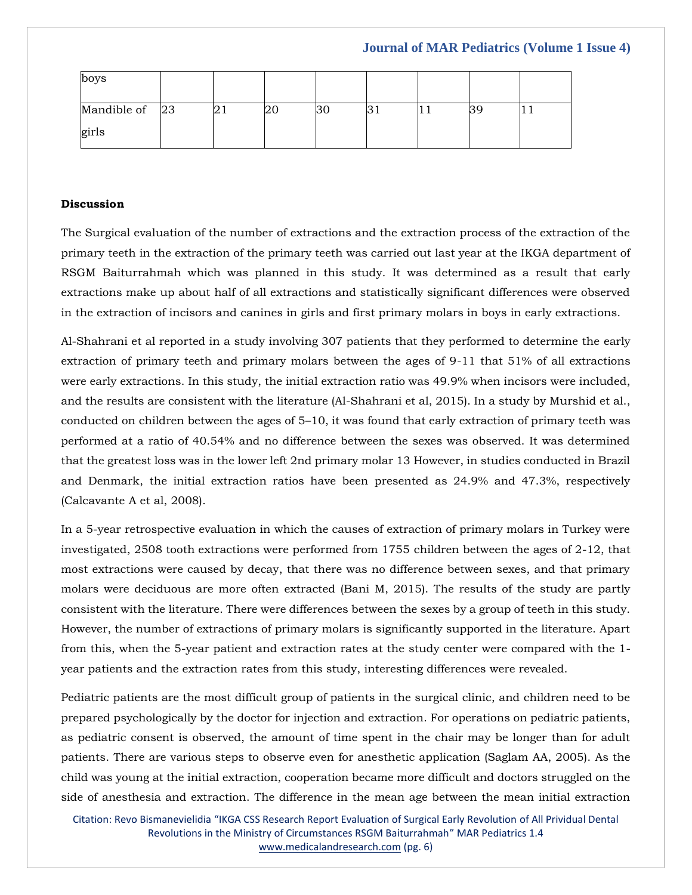| boys | | | | | | | | |
|---|---|---|---|---|---|---|---|---|
| Mandible of girls | 23 | 21 | 20 | 30 | 31 | 11 | 39 | 11 |

**Discussion**

The Surgical evaluation of the number of extractions and the extraction process of the extraction of the primary teeth in the extraction of the primary teeth was carried out last year at the IKGA department of RSGM Baiturrahmah which was planned in this study. It was determined as a result that early extractions make up about half of all extractions and statistically significant differences were observed in the extraction of incisors and canines in girls and first primary molars in boys in early extractions.

Al-Shahrani et al reported in a study involving 307 patients that they performed to determine the early extraction of primary teeth and primary molars between the ages of 9-11 that 51% of all extractions were early extractions. In this study, the initial extraction ratio was 49.9% when incisors were included, and the results are consistent with the literature (Al-Shahrani et al, 2015). In a study by Murshid et al., conducted on children between the ages of 5–10, it was found that early extraction of primary teeth was performed at a ratio of 40.54% and no difference between the sexes was observed. It was determined that the greatest loss was in the lower left 2nd primary molar 13 However, in studies conducted in Brazil and Denmark, the initial extraction ratios have been presented as 24.9% and 47.3%, respectively (Calcavante A et al, 2008).

In a 5-year retrospective evaluation in which the causes of extraction of primary molars in Turkey were investigated, 2508 tooth extractions were performed from 1755 children between the ages of 2-12, that most extractions were caused by decay, that there was no difference between sexes, and that primary molars were deciduous are more often extracted (Bani M, 2015). The results of the study are partly consistent with the literature. There were differences between the sexes by a group of teeth in this study. However, the number of extractions of primary molars is significantly supported in the literature. Apart from this, when the 5-year patient and extraction rates at the study center were compared with the 1-year patients and the extraction rates from this study, interesting differences were revealed.

Pediatric patients are the most difficult group of patients in the surgical clinic, and children need to be prepared psychologically by the doctor for injection and extraction. For operations on pediatric patients, as pediatric consent is observed, the amount of time spent in the chair may be longer than for adult patients. There are various steps to observe even for anesthetic application (Saglam AA, 2005). As the child was young at the initial extraction, cooperation became more difficult and doctors struggled on the side of anesthesia and extraction. The difference in the mean age between the mean initial extraction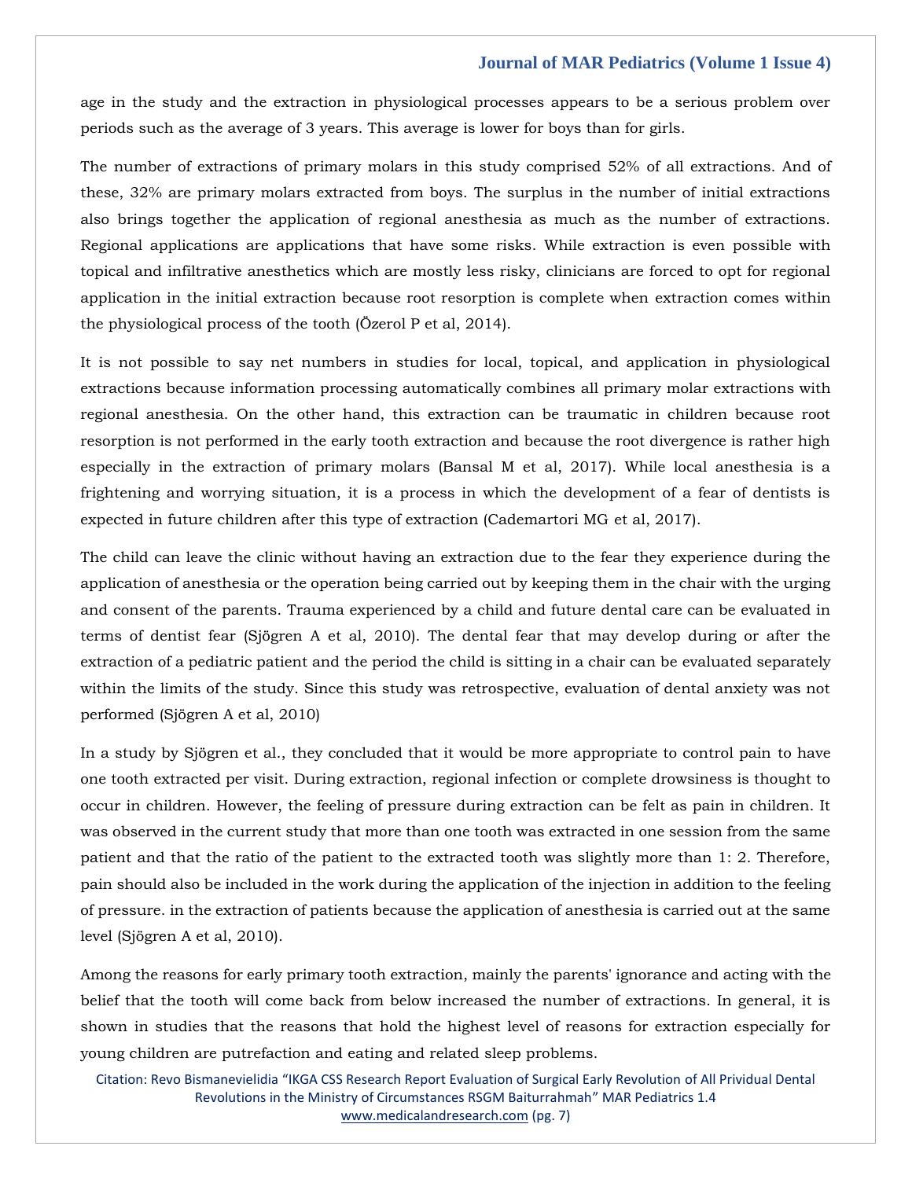age in the study and the extraction in physiological processes appears to be a serious problem over periods such as the average of 3 years. This average is lower for boys than for girls.

The number of extractions of primary molars in this study comprised 52% of all extractions. And of these, 32% are primary molars extracted from boys. The surplus in the number of initial extractions also brings together the application of regional anesthesia as much as the number of extractions. Regional applications are applications that have some risks. While extraction is even possible with topical and infiltrative anesthetics which are mostly less risky, clinicians are forced to opt for regional application in the initial extraction because root resorption is complete when extraction comes within the physiological process of the tooth (Özerol P et al, 2014).

It is not possible to say net numbers in studies for local, topical, and application in physiological extractions because information processing automatically combines all primary molar extractions with regional anesthesia. On the other hand, this extraction can be traumatic in children because root resorption is not performed in the early tooth extraction and because the root divergence is rather high especially in the extraction of primary molars (Bansal M et al, 2017). While local anesthesia is a frightening and worrying situation, it is a process in which the development of a fear of dentists is expected in future children after this type of extraction (Cademartori MG et al, 2017).

The child can leave the clinic without having an extraction due to the fear they experience during the application of anesthesia or the operation being carried out by keeping them in the chair with the urging and consent of the parents. Trauma experienced by a child and future dental care can be evaluated in terms of dentist fear (Sjögren A et al, 2010). The dental fear that may develop during or after the extraction of a pediatric patient and the period the child is sitting in a chair can be evaluated separately within the limits of the study. Since this study was retrospective, evaluation of dental anxiety was not performed (Sjögren A et al, 2010)

In a study by Sjögren et al., they concluded that it would be more appropriate to control pain to have one tooth extracted per visit. During extraction, regional infection or complete drowsiness is thought to occur in children. However, the feeling of pressure during extraction can be felt as pain in children. It was observed in the current study that more than one tooth was extracted in one session from the same patient and that the ratio of the patient to the extracted tooth was slightly more than 1: 2. Therefore, pain should also be included in the work during the application of the injection in addition to the feeling of pressure. in the extraction of patients because the application of anesthesia is carried out at the same level (Sjögren A et al, 2010).

Among the reasons for early primary tooth extraction, mainly the parents' ignorance and acting with the belief that the tooth will come back from below increased the number of extractions. In general, it is shown in studies that the reasons that hold the highest level of reasons for extraction especially for young children are putrefaction and eating and related sleep problems.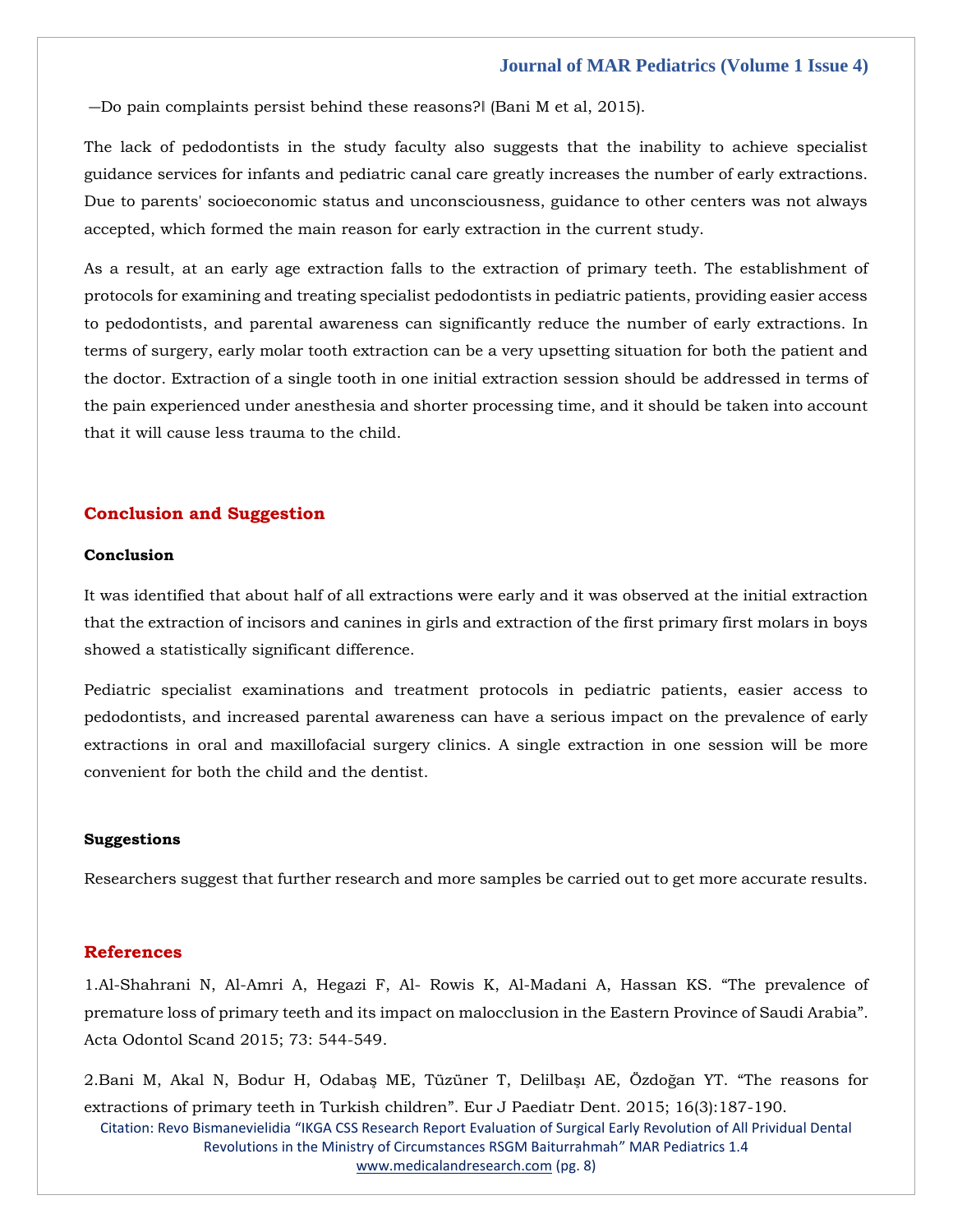―Do pain complaints persist behind these reasons?‖ (Bani M et al, 2015).

The lack of pedodontists in the study faculty also suggests that the inability to achieve specialist guidance services for infants and pediatric canal care greatly increases the number of early extractions. Due to parents' socioeconomic status and unconsciousness, guidance to other centers was not always accepted, which formed the main reason for early extraction in the current study.

As a result, at an early age extraction falls to the extraction of primary teeth. The establishment of protocols for examining and treating specialist pedodontists in pediatric patients, providing easier access to pedodontists, and parental awareness can significantly reduce the number of early extractions. In terms of surgery, early molar tooth extraction can be a very upsetting situation for both the patient and the doctor. Extraction of a single tooth in one initial extraction session should be addressed in terms of the pain experienced under anesthesia and shorter processing time, and it should be taken into account that it will cause less trauma to the child.

## Conclusion and Suggestion

### Conclusion

It was identified that about half of all extractions were early and it was observed at the initial extraction that the extraction of incisors and canines in girls and extraction of the first primary first molars in boys showed a statistically significant difference.

Pediatric specialist examinations and treatment protocols in pediatric patients, easier access to pedodontists, and increased parental awareness can have a serious impact on the prevalence of early extractions in oral and maxillofacial surgery clinics. A single extraction in one session will be more convenient for both the child and the dentist.

### Suggestions

Researchers suggest that further research and more samples be carried out to get more accurate results.

## References

1.Al-Shahrani N, Al-Amri A, Hegazi F, Al- Rowis K, Al-Madani A, Hassan KS. "The prevalence of premature loss of primary teeth and its impact on malocclusion in the Eastern Province of Saudi Arabia". Acta Odontol Scand 2015; 73: 544-549.

2.Bani M, Akal N, Bodur H, Odabaş ME, Tüzüner T, Delilbaşı AE, Özdoğan YT. "The reasons for extractions of primary teeth in Turkish children". Eur J Paediatr Dent. 2015; 16(3):187-190.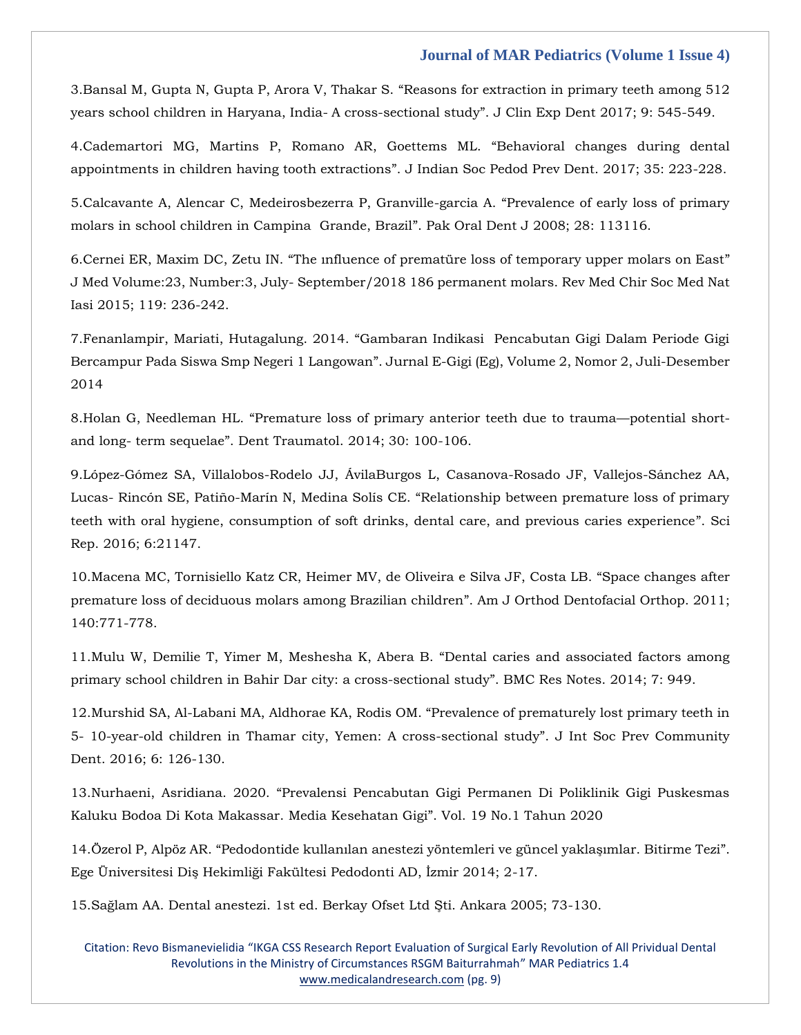3.Bansal M, Gupta N, Gupta P, Arora V, Thakar S. "Reasons for extraction in primary teeth among 512 years school children in Haryana, India- A cross-sectional study". J Clin Exp Dent 2017; 9: 545-549.

4.Cademartori MG, Martins P, Romano AR, Goettems ML. "Behavioral changes during dental appointments in children having tooth extractions". J Indian Soc Pedod Prev Dent. 2017; 35: 223-228.

5.Calcavante A, Alencar C, Medeirosbezerra P, Granville-garcia A. "Prevalence of early loss of primary molars in school children in Campina Grande, Brazil". Pak Oral Dent J 2008; 28: 113116.

6.Cernei ER, Maxim DC, Zetu IN. "The ınfluence of prematüre loss of temporary upper molars on East" J Med Volume:23, Number:3, July- September/2018 186 permanent molars. Rev Med Chir Soc Med Nat Iasi 2015; 119: 236-242.

7.Fenanlampir, Mariati, Hutagalung. 2014. "Gambaran Indikasi Pencabutan Gigi Dalam Periode Gigi Bercampur Pada Siswa Smp Negeri 1 Langowan". Jurnal E-Gigi (Eg), Volume 2, Nomor 2, Juli-Desember 2014

8.Holan G, Needleman HL. "Premature loss of primary anterior teeth due to trauma—potential short- and long- term sequelae". Dent Traumatol. 2014; 30: 100-106.

9.López-Gómez SA, Villalobos-Rodelo JJ, ÁvilaBurgos L, Casanova-Rosado JF, Vallejos-Sánchez AA, Lucas- Rincón SE, Patiño-Marín N, Medina Solís CE. "Relationship between premature loss of primary teeth with oral hygiene, consumption of soft drinks, dental care, and previous caries experience". Sci Rep. 2016; 6:21147.

10.Macena MC, Tornisiello Katz CR, Heimer MV, de Oliveira e Silva JF, Costa LB. "Space changes after premature loss of deciduous molars among Brazilian children". Am J Orthod Dentofacial Orthop. 2011; 140:771-778.

11.Mulu W, Demilie T, Yimer M, Meshesha K, Abera B. "Dental caries and associated factors among primary school children in Bahir Dar city: a cross-sectional study". BMC Res Notes. 2014; 7: 949.

12.Murshid SA, Al-Labani MA, Aldhorae KA, Rodis OM. "Prevalence of prematurely lost primary teeth in 5- 10-year-old children in Thamar city, Yemen: A cross-sectional study". J Int Soc Prev Community Dent. 2016; 6: 126-130.

13.Nurhaeni, Asridiana. 2020. "Prevalensi Pencabutan Gigi Permanen Di Poliklinik Gigi Puskesmas Kaluku Bodoa Di Kota Makassar. Media Kesehatan Gigi". Vol. 19 No.1 Tahun 2020

14.Özerol P, Alpöz AR. "Pedodontide kullanılan anestezi yöntemleri ve güncel yaklaşımlar. Bitirme Tezi". Ege Üniversitesi Diş Hekimliği Fakültesi Pedodonti AD, İzmir 2014; 2-17.

15.Sağlam AA. Dental anestezi. 1st ed. Berkay Ofset Ltd Şti. Ankara 2005; 73-130.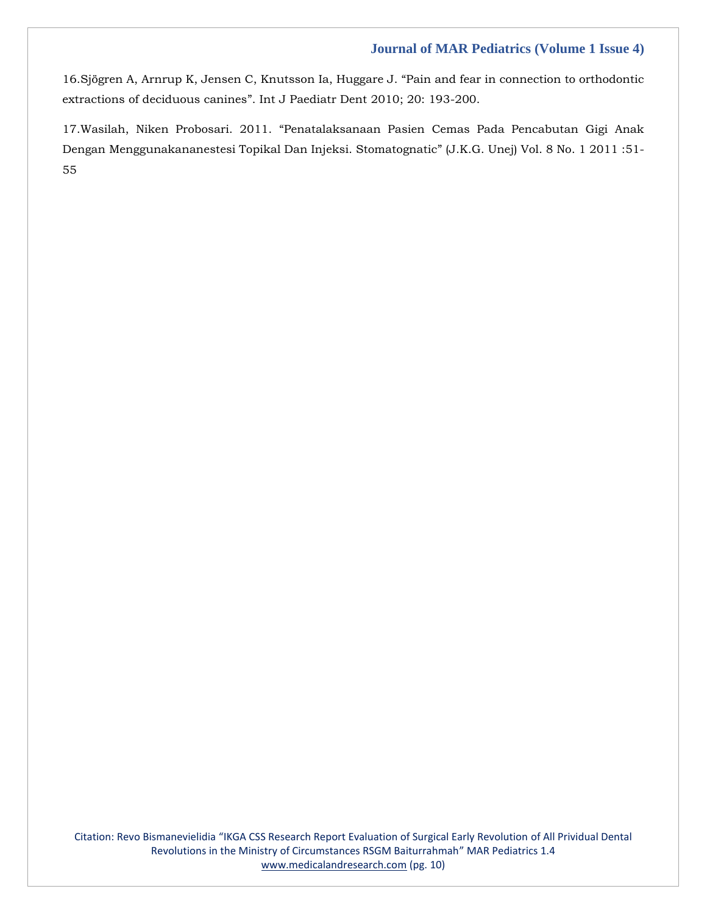16.Sjögren A, Arnrup K, Jensen C, Knutsson Ia, Huggare J. “Pain and fear in connection to orthodontic extractions of deciduous canines”. Int J Paediatr Dent 2010; 20: 193-200.

17.Wasilah, Niken Probosari. 2011. “Penatalaksanaan Pasien Cemas Pada Pencabutan Gigi Anak Dengan Menggunakananestesi Topikal Dan Injeksi. Stomatognatic” (J.K.G. Unej) Vol. 8 No. 1 2011 :51-55